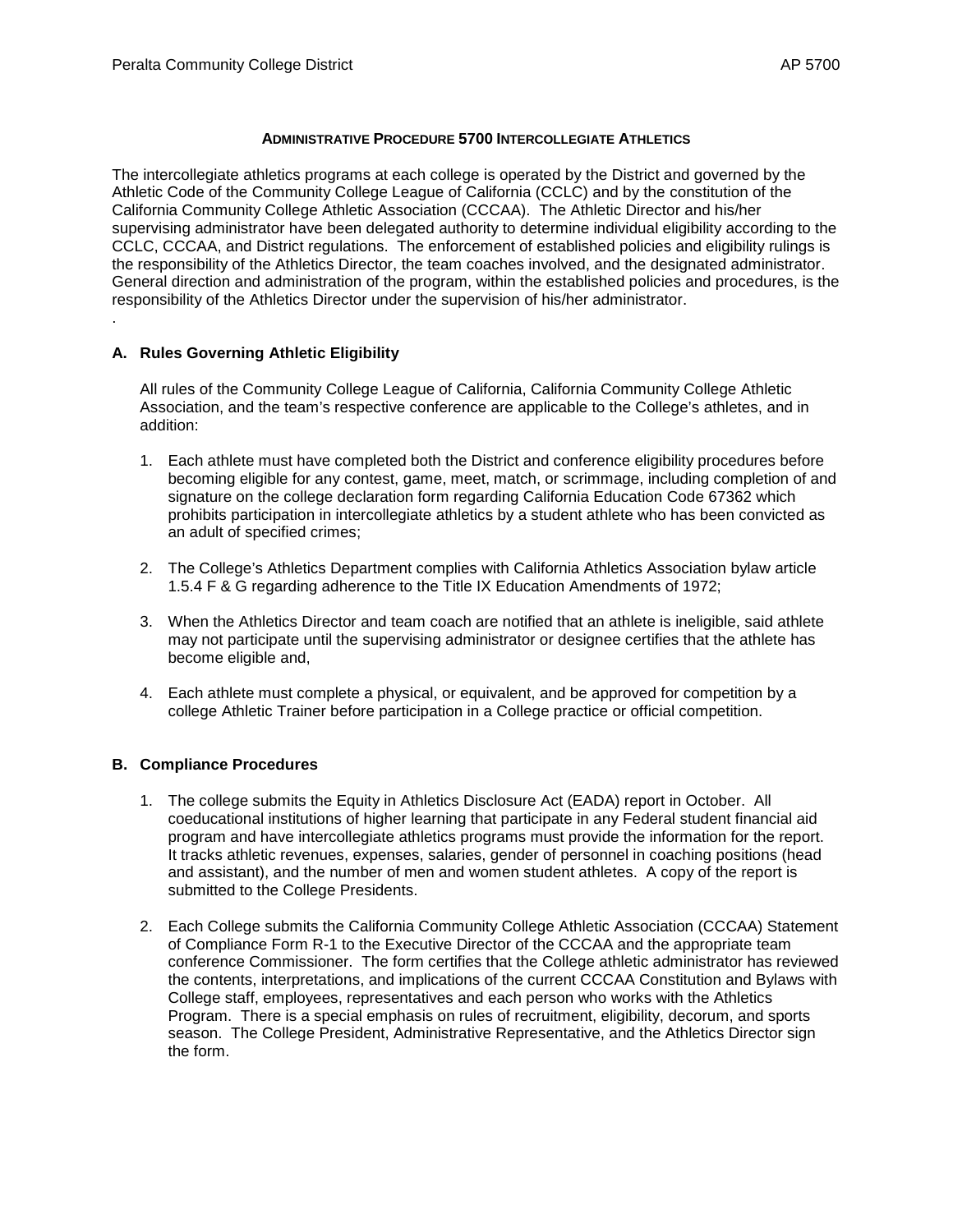# Administrative Procedure 5700 Intercollegiate Athletics

The intercollegiate athletics programs at each college is operated by the District and governed by the Athletic Code of the Community College League of California (CCLC) and by the constitution of the California Community College Athletic Association (CCCAA). The Athletic Director and his/her supervising administrator have been delegated authority to determine individual eligibility according to the CCLC, CCCAA, and District regulations. The enforcement of established policies and eligibility rulings is the responsibility of the Athletics Director, the team coaches involved, and the designated administrator. General direction and administration of the program, within the established policies and procedures, is the responsibility of the Athletics Director under the supervision of his/her administrator.

.

## A. Rules Governing Athletic Eligibility

All rules of the Community College League of California, California Community College Athletic Association, and the team's respective conference are applicable to the College's athletes, and in addition:

1. Each athlete must have completed both the District and conference eligibility procedures before becoming eligible for any contest, game, meet, match, or scrimmage, including completion of and signature on the college declaration form regarding California Education Code 67362 which prohibits participation in intercollegiate athletics by a student athlete who has been convicted as an adult of specified crimes;

2. The College's Athletics Department complies with California Athletics Association bylaw article 1.5.4 F & G regarding adherence to the Title IX Education Amendments of 1972;

3. When the Athletics Director and team coach are notified that an athlete is ineligible, said athlete may not participate until the supervising administrator or designee certifies that the athlete has become eligible and,

4. Each athlete must complete a physical, or equivalent, and be approved for competition by a college Athletic Trainer before participation in a College practice or official competition.

## B. Compliance Procedures

1. The college submits the Equity in Athletics Disclosure Act (EADA) report in October. All coeducational institutions of higher learning that participate in any Federal student financial aid program and have intercollegiate athletics programs must provide the information for the report. It tracks athletic revenues, expenses, salaries, gender of personnel in coaching positions (head and assistant), and the number of men and women student athletes. A copy of the report is submitted to the College Presidents.

2. Each College submits the California Community College Athletic Association (CCCAA) Statement of Compliance Form R-1 to the Executive Director of the CCCAA and the appropriate team conference Commissioner. The form certifies that the College athletic administrator has reviewed the contents, interpretations, and implications of the current CCCAA Constitution and Bylaws with College staff, employees, representatives and each person who works with the Athletics Program. There is a special emphasis on rules of recruitment, eligibility, decorum, and sports season. The College President, Administrative Representative, and the Athletics Director sign the form.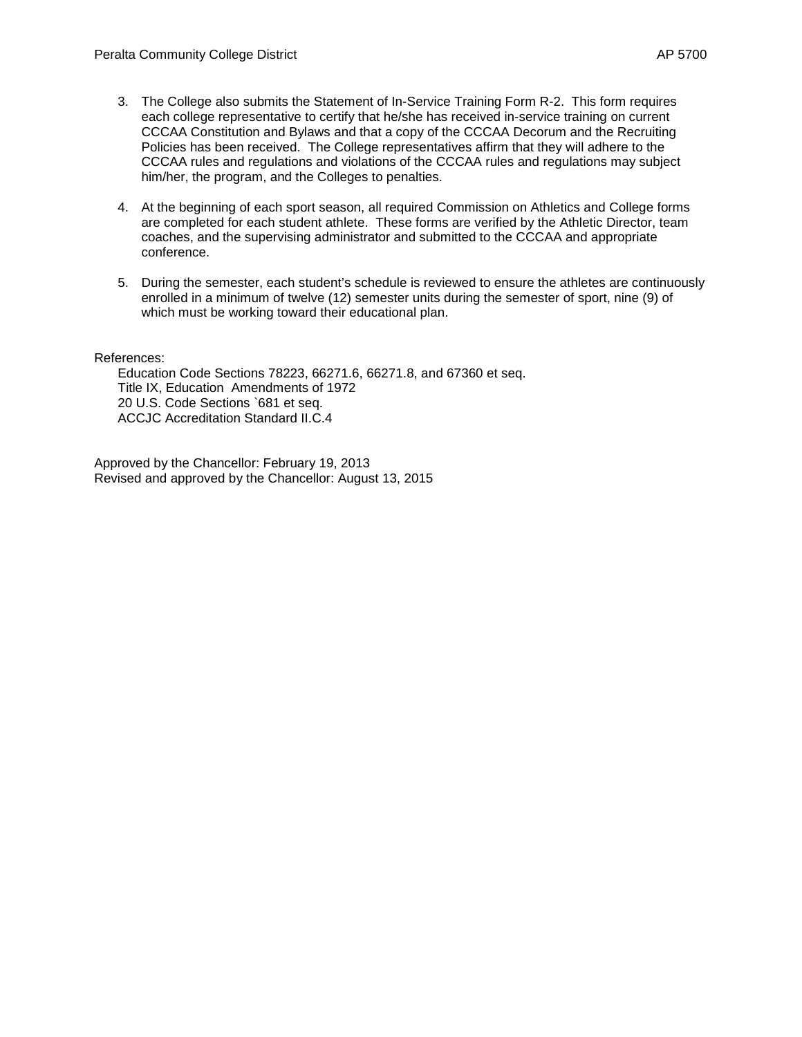3. The College also submits the Statement of In-Service Training Form R-2. This form requires each college representative to certify that he/she has received in-service training on current CCCAA Constitution and Bylaws and that a copy of the CCCAA Decorum and the Recruiting Policies has been received. The College representatives affirm that they will adhere to the CCCAA rules and regulations and violations of the CCCAA rules and regulations may subject him/her, the program, and the Colleges to penalties.

4. At the beginning of each sport season, all required Commission on Athletics and College forms are completed for each student athlete. These forms are verified by the Athletic Director, team coaches, and the supervising administrator and submitted to the CCCAA and appropriate conference.

5. During the semester, each student's schedule is reviewed to ensure the athletes are continuously enrolled in a minimum of twelve (12) semester units during the semester of sport, nine (9) of which must be working toward their educational plan.

References:

Education Code Sections 78223, 66271.6, 66271.8, and 67360 et seq.
Title IX, Education Amendments of 1972
20 U.S. Code Sections `681 et seq.
ACCJC Accreditation Standard II.C.4

Approved by the Chancellor: February 19, 2013
Revised and approved by the Chancellor: August 13, 2015